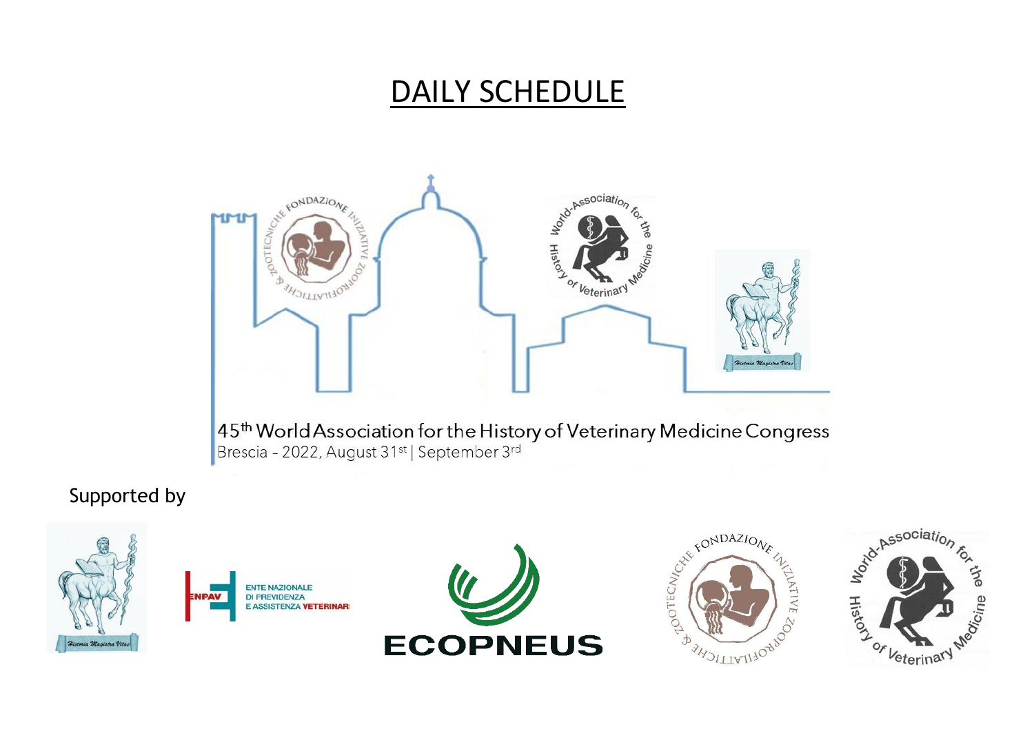# DAILY SCHEDULE

45th World Association for the History of Veterinary Medicine Congress

Brescia – 2022, August 31st | September 3rd

Supported by

ENTE NAZIONALE DI PREVIDENZA E ASSISTENZA VETERINARI

ECOPNEUS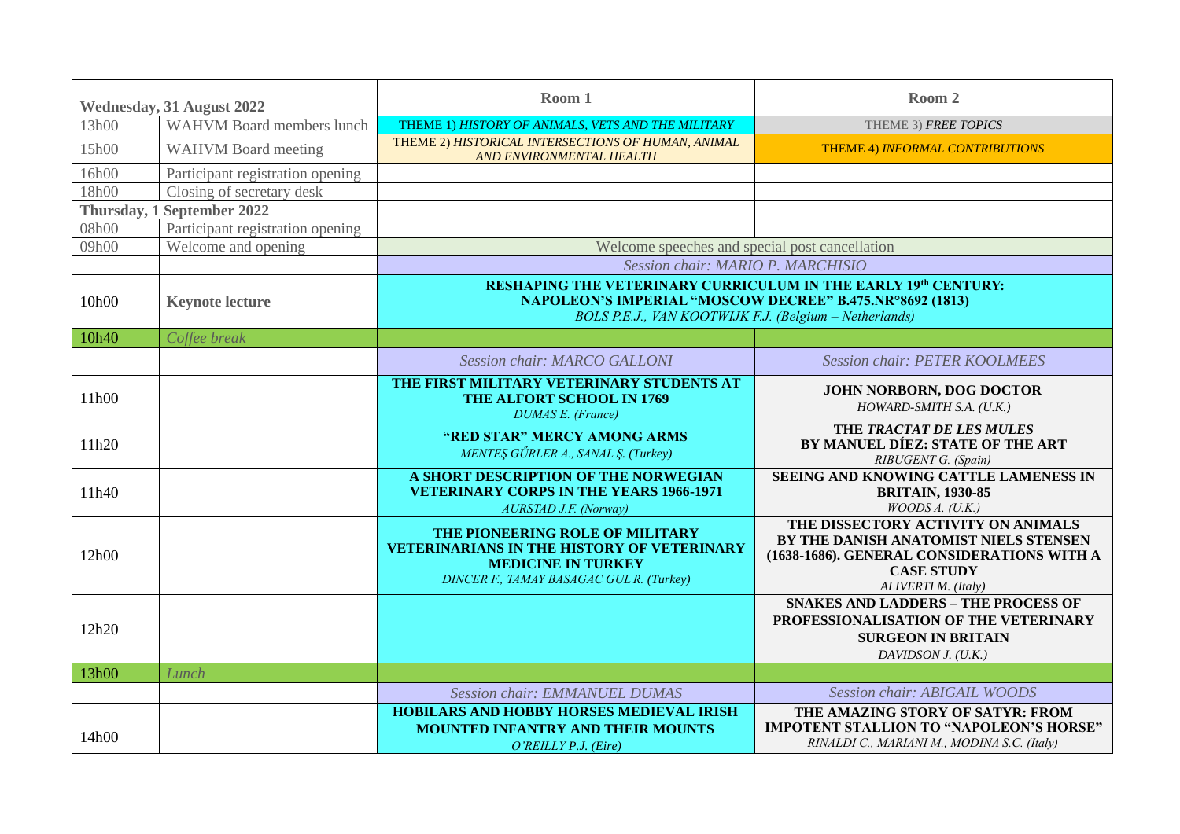| Wednesday, 31 August 2022 | | Room 1 | Room 2 |
|---|---|---|---|
| 13h00 | WAHVM Board members lunch | THEME 1) *HISTORY OF ANIMALS, VETS AND THE MILITARY* | THEME 3) ***FREE TOPICS*** |
| 15h00 | WAHVM Board meeting | THEME 2) *HISTORICAL INTERSECTIONS OF HUMAN, ANIMAL AND ENVIRONMENTAL HEALTH* | THEME 4) *INFORMAL CONTRIBUTIONS* |
| 16h00 | Participant registration opening | | |
| 18h00 | Closing of secretary desk | | |
| **Thursday, 1 September 2022** | | | |
| 08h00 | Participant registration opening | | |
| 09h00 | Welcome and opening | Welcome speeches and special post cancellation | |
| | | *Session chair: MARIO P. MARCHISIO* | |
| 10h00 | **Keynote lecture** | **RESHAPING THE VETERINARY CURRICULUM IN THE EARLY 19th CENTURY: NAPOLEON'S IMPERIAL "MOSCOW DECREE" B.475.NR°8692 (1813)** *BOLS P.E.J., VAN KOOTWIJK F.J. (Belgium – Netherlands)* | |
| 10h40 | *Coffee break* | | |
| | | *Session chair: MARCO GALLONI* | *Session chair: PETER KOOLMEES* |
| 11h00 | | **THE FIRST MILITARY VETERINARY STUDENTS AT THE ALFORT SCHOOL IN 1769** *DUMAS E. (France)* | **JOHN NORBORN, DOG DOCTOR** *HOWARD-SMITH S.A. (U.K.)* |
| 11h20 | | **"RED STAR" MERCY AMONG ARMS** *MENTEŞ GŰRLER A., SANAL Ş. (Turkey)* | **THE *TRACTAT DE LES MULES* BY MANUEL DÍEZ: STATE OF THE ART** *RIBUGENT G. (Spain)* |
| 11h40 | | **A SHORT DESCRIPTION OF THE NORWEGIAN VETERINARY CORPS IN THE YEARS 1966-1971** *AURSTAD J.F. (Norway)* | **SEEING AND KNOWING CATTLE LAMENESS IN BRITAIN, 1930-85** *WOODS A. (U.K.)* |
| 12h00 | | **THE PIONEERING ROLE OF MILITARY VETERINARIANS IN THE HISTORY OF VETERINARY MEDICINE IN TURKEY** *DINCER F., TAMAY BASAGAC GUL R. (Turkey)* | **THE DISSECTORY ACTIVITY ON ANIMALS BY THE DANISH ANATOMIST NIELS STENSEN (1638-1686). GENERAL CONSIDERATIONS WITH A CASE STUDY** *ALIVERTI M. (Italy)* |
| 12h20 | | | **SNAKES AND LADDERS – THE PROCESS OF PROFESSIONALISATION OF THE VETERINARY SURGEON IN BRITAIN** *DAVIDSON J. (U.K.)* |
| 13h00 | *Lunch* | | |
| | | *Session chair: EMMANUEL DUMAS* | *Session chair: ABIGAIL WOODS* |
| 14h00 | | **HOBILARS AND HOBBY HORSES MEDIEVAL IRISH MOUNTED INFANTRY AND THEIR MOUNTS** *O'REILLY P.J. (Eire)* | **THE AMAZING STORY OF SATYR: FROM IMPOTENT STALLION TO "NAPOLEON'S HORSE"** *RINALDI C., MARIANI M., MODINA S.C. (Italy)* |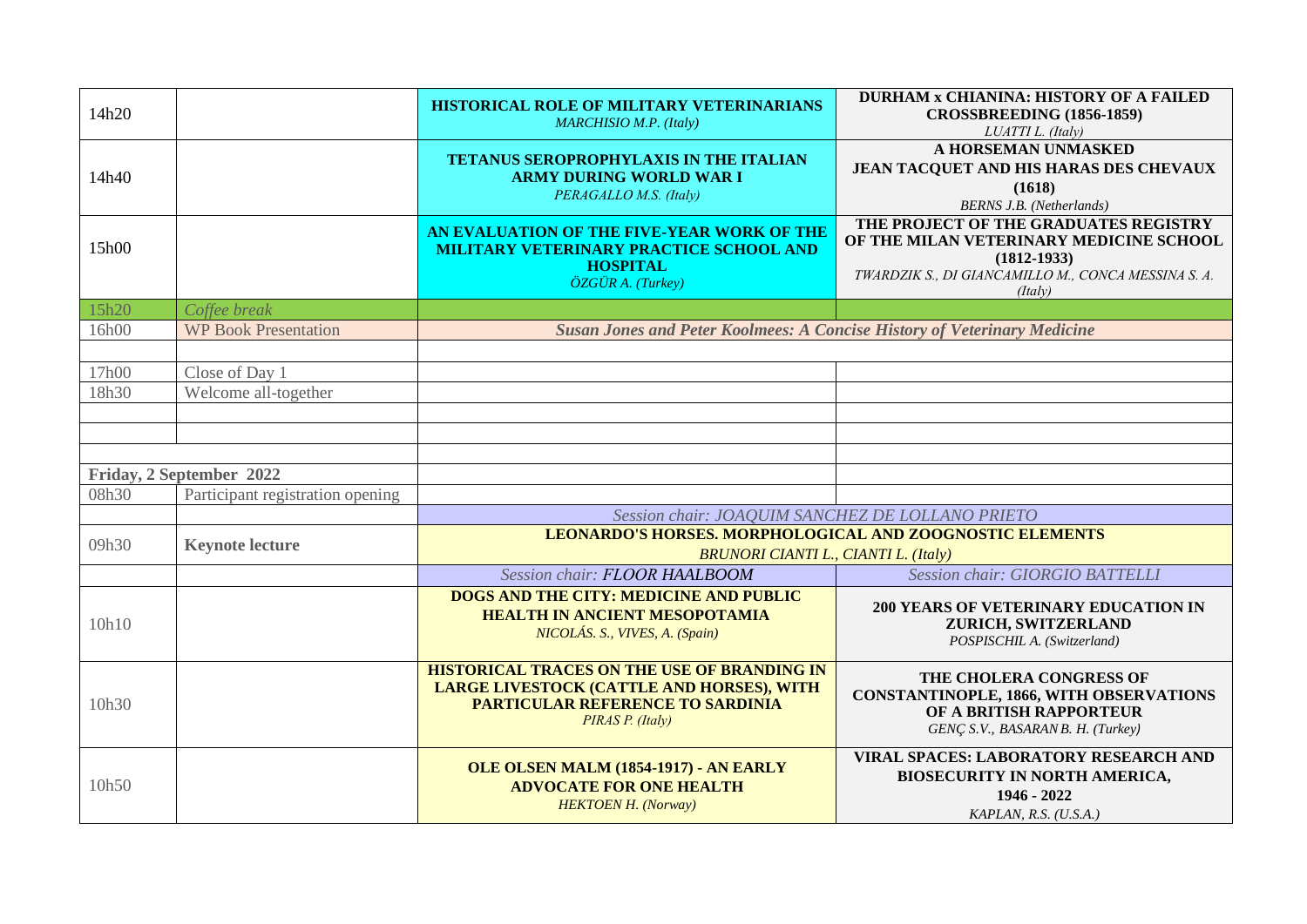| | | | |
|---|---|---|---|
| 14h20 | | **HISTORICAL ROLE OF MILITARY VETERINARIANS**<br>*MARCHISIO M.P. (Italy)* | **DURHAM x CHIANINA: HISTORY OF A FAILED CROSSBREEDING (1856-1859)**<br>*LUATTI L. (Italy)* |
| 14h40 | | **TETANUS SEROPROPHYLAXIS IN THE ITALIAN ARMY DURING WORLD WAR I**<br>*PERAGALLO M.S. (Italy)* | **A HORSEMAN UNMASKED JEAN TACQUET AND HIS HARAS DES CHEVAUX (1618)**<br>*BERNS J.B. (Netherlands)* |
| 15h00 | | **AN EVALUATION OF THE FIVE-YEAR WORK OF THE MILITARY VETERINARY PRACTICE SCHOOL AND HOSPITAL**<br>*ÖZGÜR A. (Turkey)* | **THE PROJECT OF THE GRADUATES REGISTRY OF THE MILAN VETERINARY MEDICINE SCHOOL (1812-1933)**<br>*TWARDZIK S., DI GIANCAMILLO M., CONCA MESSINA S. A. (Italy)* |
| 15h20 | *Coffee break* | | |
| 16h00 | WP Book Presentation | ***Susan Jones and Peter Koolmees: A Concise History of Veterinary Medicine*** | |
| | | | |
| 17h00 | Close of Day 1 | | |
| 18h30 | Welcome all-together | | |
| | | | |
| | | | |
| | | | |
| **Friday, 2 September 2022** | | | |
| 08h30 | Participant registration opening | | |
| | | *Session chair: JOAQUIM SANCHEZ DE LOLLANO PRIETO* | |
| 09h30 | **Keynote lecture** | **LEONARDO'S HORSES. MORPHOLOGICAL AND ZOOGNOSTIC ELEMENTS**<br>*BRUNORI CIANTI L., CIANTI L. (Italy)* | |
| | | *Session chair: FLOOR HAALBOOM* | *Session chair: GIORGIO BATTELLI* |
| 10h10 | | **DOGS AND THE CITY: MEDICINE AND PUBLIC HEALTH IN ANCIENT MESOPOTAMIA**<br>*NICOLÁS. S., VIVES, A. (Spain)* | **200 YEARS OF VETERINARY EDUCATION IN ZURICH, SWITZERLAND**<br>*POSPISCHIL A. (Switzerland)* |
| 10h30 | | **HISTORICAL TRACES ON THE USE OF BRANDING IN LARGE LIVESTOCK (CATTLE AND HORSES), WITH PARTICULAR REFERENCE TO SARDINIA**<br>*PIRAS P. (Italy)* | **THE CHOLERA CONGRESS OF CONSTANTINOPLE, 1866, WITH OBSERVATIONS OF A BRITISH RAPPORTEUR**<br>*GENÇ S.V., BASARAN B. H. (Turkey)* |
| 10h50 | | **OLE OLSEN MALM (1854-1917) - AN EARLY ADVOCATE FOR ONE HEALTH**<br>*HEKTOEN H. (Norway)* | **VIRAL SPACES: LABORATORY RESEARCH AND BIOSECURITY IN NORTH AMERICA, 1946 - 2022**<br>*KAPLAN, R.S. (U.S.A.)* |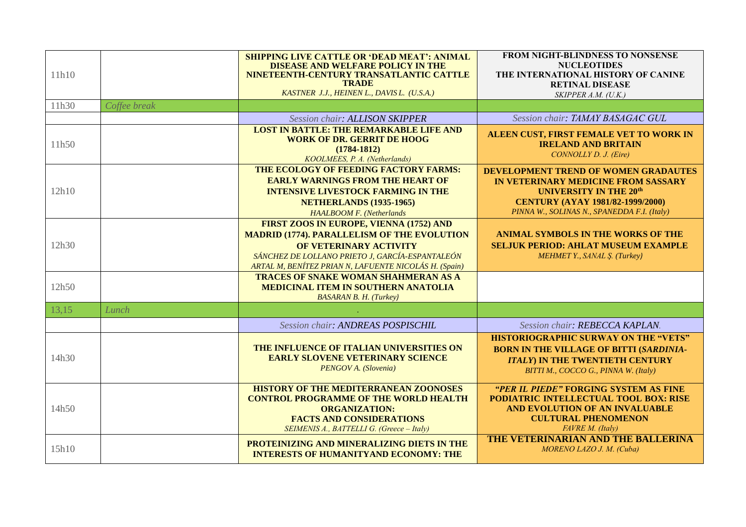| | | | |
|---|---|---|---|
| 11h10 | | **SHIPPING LIVE CATTLE OR 'DEAD MEAT': ANIMAL DISEASE AND WELFARE POLICY IN THE NINETEENTH-CENTURY TRANSATLANTIC CATTLE TRADE** *KASTNER J.J., HEINEN L., DAVIS L. (U.S.A.)* | **FROM NIGHT-BLINDNESS TO NONSENSE NUCLEOTIDES THE INTERNATIONAL HISTORY OF CANINE RETINAL DISEASE** *SKIPPER A.M. (U.K.)* |
| 11h30 | *Coffee break* | | |
| | | *Session chair: ALLISON SKIPPER* | *Session chair: TAMAY BASAGAC GUL* |
| 11h50 | | **LOST IN BATTLE: THE REMARKABLE LIFE AND WORK OF DR. GERRIT DE HOOG (1784-1812)** *KOOLMEES, P. A. (Netherlands)* | **ALEEN CUST, FIRST FEMALE VET TO WORK IN IRELAND AND BRITAIN** *CONNOLLY D. J. (Eire)* |
| 12h10 | | **THE ECOLOGY OF FEEDING FACTORY FARMS: EARLY WARNINGS FROM THE HEART OF INTENSIVE LIVESTOCK FARMING IN THE NETHERLANDS (1935-1965)** *HAALBOOM F. (Netherlands* | **DEVELOPMENT TREND OF WOMEN GRADAUTES IN VETERINARY MEDICINE FROM SASSARY UNIVERSITY IN THE 20th CENTURY (AYAY 1981/82-1999/2000)** *PINNA W., SOLINAS N., SPANEDDA F.I. (Italy)* |
| 12h30 | | **FIRST ZOOS IN EUROPE, VIENNA (1752) AND MADRID (1774). PARALLELISM OF THE EVOLUTION OF VETERINARY ACTIVITY** *SÁNCHEZ DE LOLLANO PRIETO J, GARCÍA-ESPANTALEÓN ARTAL M, BENÍTEZ PRIAN N, LAFUENTE NICOLÁS H. (Spain)* | **ANIMAL SYMBOLS IN THE WORKS OF THE SELJUK PERIOD: AHLAT MUSEUM EXAMPLE** *MEHMET Y., SANAL Ş. (Turkey)* |
| 12h50 | | **TRACES OF SNAKE WOMAN SHAHMERAN AS A MEDICINAL ITEM IN SOUTHERN ANATOLIA** *BASARAN B. H. (Turkey)* | |
| 13,15 | *Lunch* | . | |
| | | *Session chair: ANDREAS POSPISCHIL* | *Session chair: REBECCA KAPLAN.* |
| 14h30 | | **THE INFLUENCE OF ITALIAN UNIVERSITIES ON EARLY SLOVENE VETERINARY SCIENCE** *PENGOV A. (Slovenia)* | **HISTORIOGRAPHIC SURWAY ON THE "VETS" BORN IN THE VILLAGE OF BITTI (*SARDINIA-ITALY*) IN THE TWENTIETH CENTURY** *BITTI M., COCCO G., PINNA W. (Italy)* |
| 14h50 | | **HISTORY OF THE MEDITERRANEAN ZOONOSES CONTROL PROGRAMME OF THE WORLD HEALTH ORGANIZATION: FACTS AND CONSIDERATIONS** *SEIMENIS A., BATTELLI G. (Greece – Italy)* | ***"PER IL PIEDE"* FORGING SYSTEM AS FINE PODIATRIC INTELLECTUAL TOOL BOX: RISE AND EVOLUTION OF AN INVALUABLE CULTURAL PHENOMENON** *FAVRE M. (Italy)* |
| 15h10 | | **PROTEINIZING AND MINERALIZING DIETS IN THE INTERESTS OF HUMANITYAND ECONOMY: THE** | **THE VETERINARIAN AND THE BALLERINA** *MORENO LAZO J. M. (Cuba)* |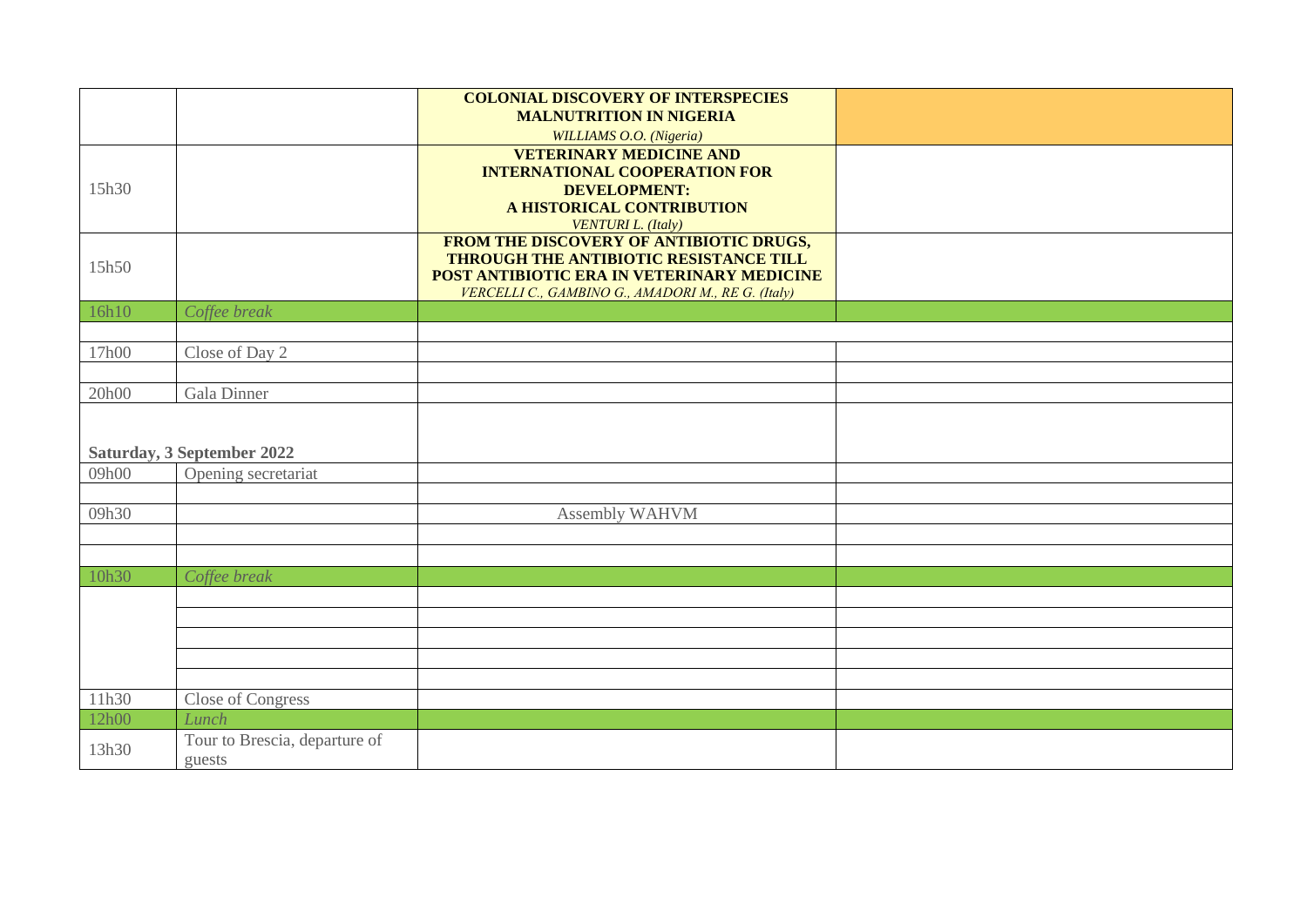| | | | |
|---|---|---|---|
| | | **COLONIAL DISCOVERY OF INTERSPECIES MALNUTRITION IN NIGERIA** *WILLIAMS O.O. (Nigeria)* | |
| 15h30 | | **VETERINARY MEDICINE AND INTERNATIONAL COOPERATION FOR DEVELOPMENT: A HISTORICAL CONTRIBUTION** *VENTURI L. (Italy)* | |
| 15h50 | | **FROM THE DISCOVERY OF ANTIBIOTIC DRUGS, THROUGH THE ANTIBIOTIC RESISTANCE TILL POST ANTIBIOTIC ERA IN VETERINARY MEDICINE** *VERCELLI C., GAMBINO G., AMADORI M., RE G. (Italy)* | |
| 16h10 | *Coffee break* | | |
| | | | |
| 17h00 | Close of Day 2 | | |
| | | | |
| 20h00 | Gala Dinner | | |
| **Saturday, 3 September 2022** | | | |
| 09h00 | Opening secretariat | | |
| | | | |
| 09h30 | | Assembly WAHVM | |
| | | | |
| | | | |
| 10h30 | *Coffee break* | | |
| | | | |
| | | | |
| | | | |
| | | | |
| | | | |
| 11h30 | Close of Congress | | |
| 12h00 | *Lunch* | | |
| 13h30 | Tour to Brescia, departure of guests | | |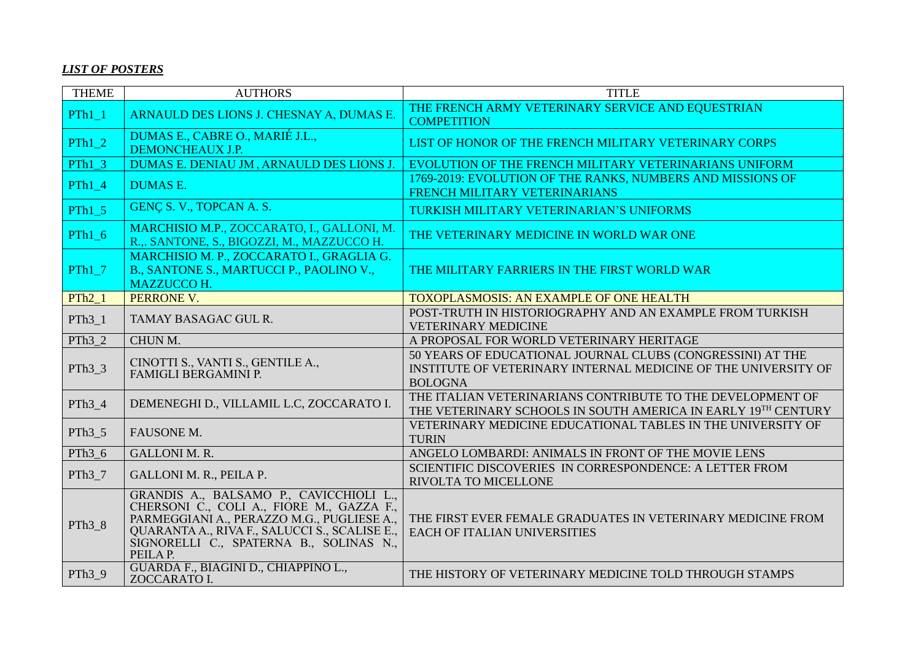***LIST OF POSTERS***

| THEME | AUTHORS | TITLE |
|---|---|---|
| PTh1_1 | ARNAULD DES LIONS J. CHESNAY A, DUMAS E. | THE FRENCH ARMY VETERINARY SERVICE AND EQUESTRIAN COMPETITION |
| PTh1_2 | DUMAS E., CABRE O., MARIÉ J.L., DEMONCHEAUX J.P. | LIST OF HONOR OF THE FRENCH MILITARY VETERINARY CORPS |
| PTh1_3 | DUMAS E. DENIAU JM , ARNAULD DES LIONS J. | EVOLUTION OF THE FRENCH MILITARY VETERINARIANS UNIFORM |
| PTh1_4 | DUMAS E. | 1769-2019: EVOLUTION OF THE RANKS, NUMBERS AND MISSIONS OF FRENCH MILITARY VETERINARIANS |
| PTh1_5 | GENÇ S. V., TOPCAN A. S. | TURKISH MILITARY VETERINARIAN'S UNIFORMS |
| PTh1_6 | MARCHISIO M.P., ZOCCARATO, I., GALLONI, M. R.,. SANTONE, S., BIGOZZI, M., MAZZUCCO H. | THE VETERINARY MEDICINE IN WORLD WAR ONE |
| PTh1_7 | MARCHISIO M. P., ZOCCARATO I., GRAGLIA G. B., SANTONE S., MARTUCCI P., PAOLINO V., MAZZUCCO H. | THE MILITARY FARRIERS IN THE FIRST WORLD WAR |
| PTh2_1 | PERRONE V. | TOXOPLASMOSIS: AN EXAMPLE OF ONE HEALTH |
| PTh3_1 | TAMAY BASAGAC GUL R. | POST-TRUTH IN HISTORIOGRAPHY AND AN EXAMPLE FROM TURKISH VETERINARY MEDICINE |
| PTh3_2 | CHUN M. | A PROPOSAL FOR WORLD VETERINARY HERITAGE |
| PTh3_3 | CINOTTI S., VANTI S., GENTILE A., FAMIGLI BERGAMINI P. | 50 YEARS OF EDUCATIONAL JOURNAL CLUBS (CONGRESSINI) AT THE INSTITUTE OF VETERINARY INTERNAL MEDICINE OF THE UNIVERSITY OF BOLOGNA |
| PTh3_4 | DEMENEGHI D., VILLAMIL L.C, ZOCCARATO I. | THE ITALIAN VETERINARIANS CONTRIBUTE TO THE DEVELOPMENT OF THE VETERINARY SCHOOLS IN SOUTH AMERICA IN EARLY 19TH CENTURY |
| PTh3_5 | FAUSONE M. | VETERINARY MEDICINE EDUCATIONAL TABLES IN THE UNIVERSITY OF TURIN |
| PTh3_6 | GALLONI M. R. | ANGELO LOMBARDI: ANIMALS IN FRONT OF THE MOVIE LENS |
| PTh3_7 | GALLONI M. R., PEILA P. | SCIENTIFIC DISCOVERIES IN CORRESPONDENCE: A LETTER FROM RIVOLTA TO MICELLONE |
| PTh3_8 | GRANDIS A., BALSAMO P., CAVICCHIOLI L., CHERSONI C., COLI A., FIORE M., GAZZA F., PARMEGGIANI A., PERAZZO M.G., PUGLIESE A., QUARANTA A., RIVA F., SALUCCI S., SCALISE E., SIGNORELLI C., SPATERNA B., SOLINAS N., PEILA P. | THE FIRST EVER FEMALE GRADUATES IN VETERINARY MEDICINE FROM EACH OF ITALIAN UNIVERSITIES |
| PTh3_9 | GUARDA F., BIAGINI D., CHIAPPINO L., ZOCCARATO I. | THE HISTORY OF VETERINARY MEDICINE TOLD THROUGH STAMPS |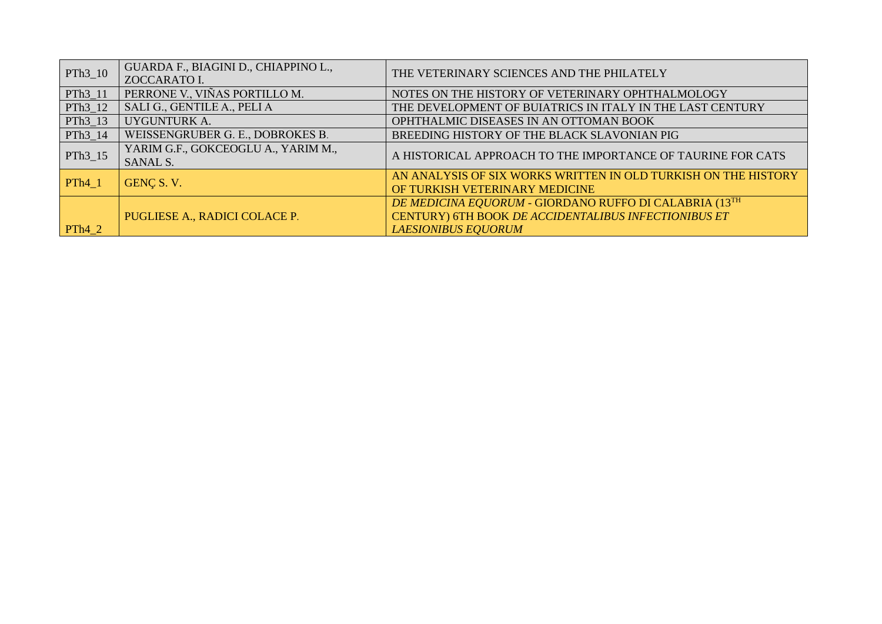| | | |
|---|---|---|
| PTh3_10 | GUARDA F., BIAGINI D., CHIAPPINO L., ZOCCARATO I. | THE VETERINARY SCIENCES AND THE PHILATELY |
| PTh3_11 | PERRONE V., VIÑAS PORTILLO M. | NOTES ON THE HISTORY OF VETERINARY OPHTHALMOLOGY |
| PTh3_12 | SALI G., GENTILE A., PELI A | THE DEVELOPMENT OF BUIATRICS IN ITALY IN THE LAST CENTURY |
| PTh3_13 | UYGUNTURK A. | OPHTHALMIC DISEASES IN AN OTTOMAN BOOK |
| PTh3_14 | WEISSENGRUBER G. E., DOBROKES B. | BREEDING HISTORY OF THE BLACK SLAVONIAN PIG |
| PTh3_15 | YARIM G.F., GOKCEOGLU A., YARIM M., SANAL S. | A HISTORICAL APPROACH TO THE IMPORTANCE OF TAURINE FOR CATS |
| PTh4_1 | GENÇ S. V. | AN ANALYSIS OF SIX WORKS WRITTEN IN OLD TURKISH ON THE HISTORY OF TURKISH VETERINARY MEDICINE |
| PTh4_2 | PUGLIESE A., RADICI COLACE P. | *DE MEDICINA EQUORUM* - GIORDANO RUFFO DI CALABRIA (13TH CENTURY) 6TH BOOK *DE ACCIDENTALIBUS INFECTIONIBUS ET LAESIONIBUS EQUORUM* |